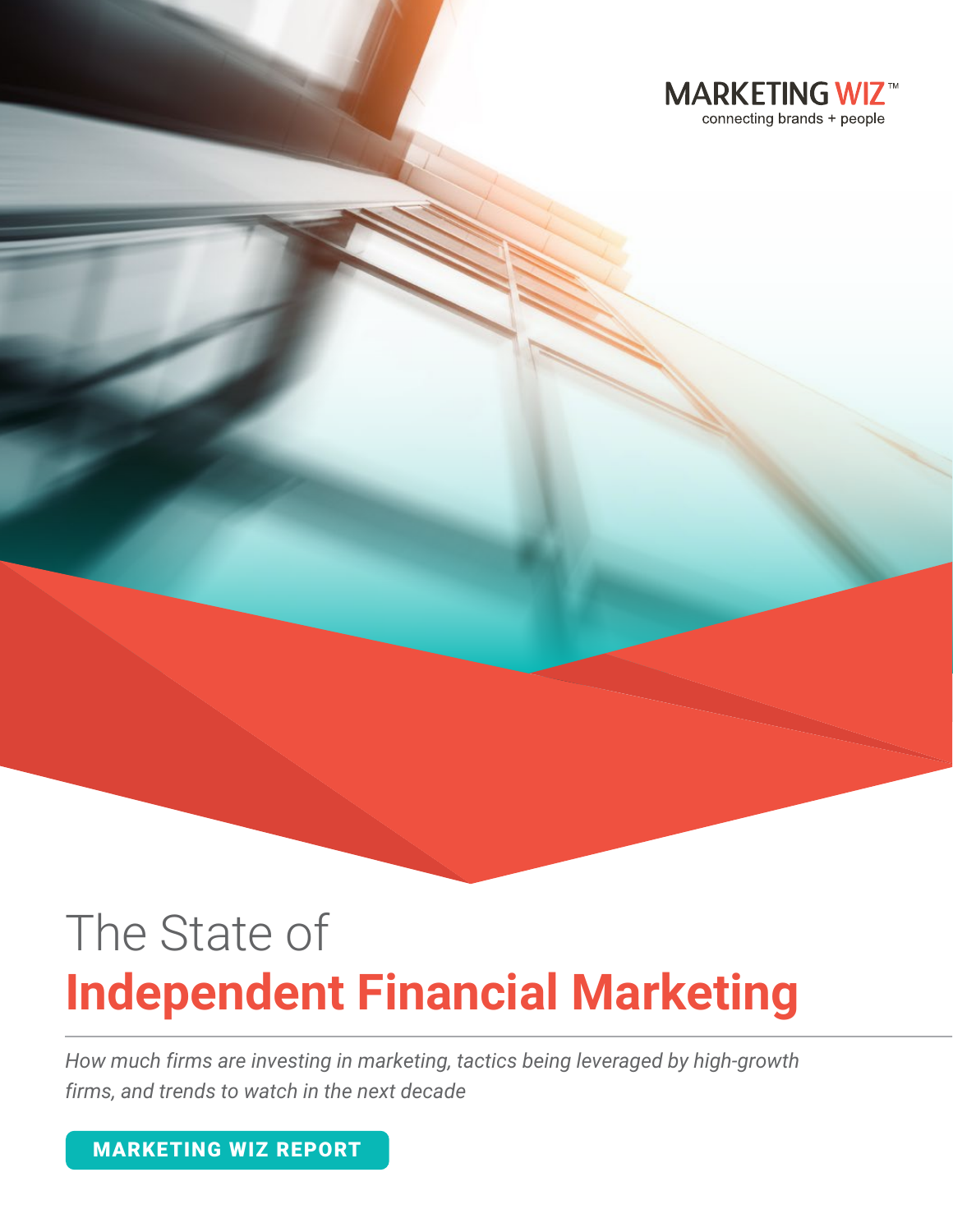MARKETING WIZ™
connecting brands + people

# The State of **Independent Financial Marketing**

---

*How much firms are investing in marketing, tactics being leveraged by high-growth firms, and trends to watch in the next decade*

**MARKETING WIZ REPORT**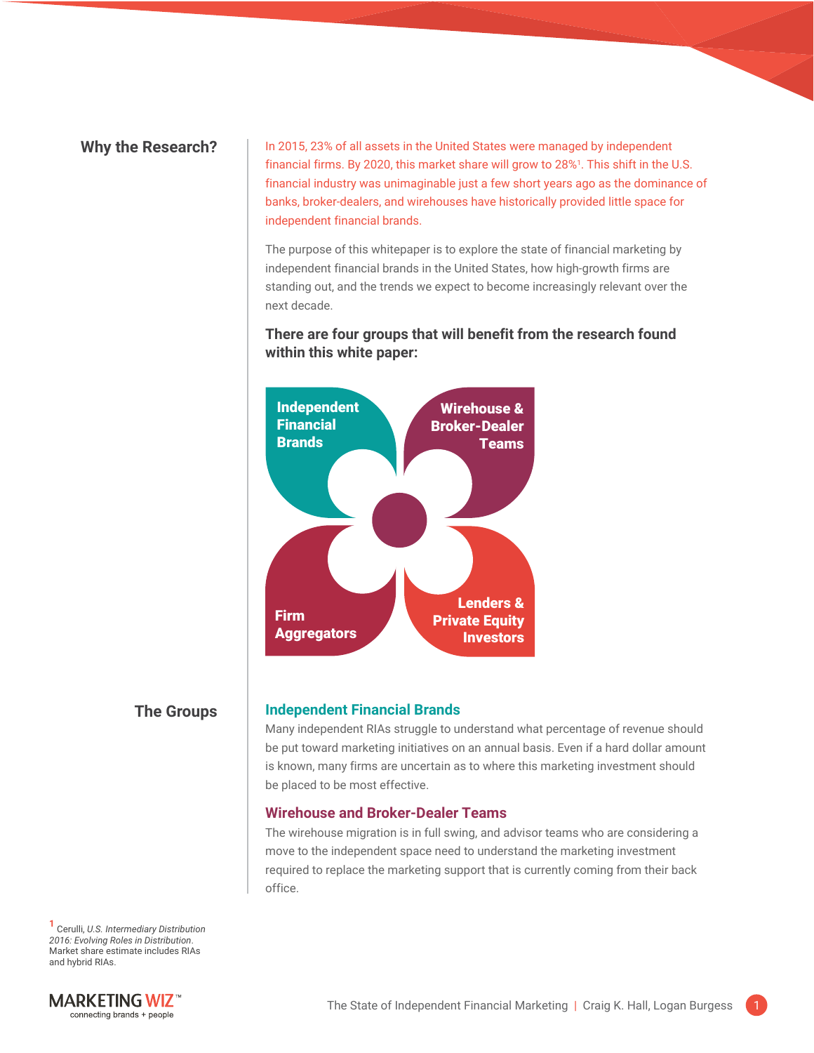## Why the Research?

In 2015, 23% of all assets in the United States were managed by independent financial firms. By 2020, this market share will grow to 28%[1]. This shift in the U.S. financial industry was unimaginable just a few short years ago as the dominance of banks, broker-dealers, and wirehouses have historically provided little space for independent financial brands.

The purpose of this whitepaper is to explore the state of financial marketing by independent financial brands in the United States, how high-growth firms are standing out, and the trends we expect to become increasingly relevant over the next decade.

**There are four groups that will benefit from the research found within this white paper:**

- Independent Financial Brands
- Wirehouse & Broker-Dealer Teams
- Firm Aggregators
- Lenders & Private Equity Investors

## The Groups

### Independent Financial Brands

Many independent RIAs struggle to understand what percentage of revenue should be put toward marketing initiatives on an annual basis. Even if a hard dollar amount is known, many firms are uncertain as to where this marketing investment should be placed to be most effective.

### Wirehouse and Broker-Dealer Teams

The wirehouse migration is in full swing, and advisor teams who are considering a move to the independent space need to understand the marketing investment required to replace the marketing support that is currently coming from their back office.

[1] Cerulli, *U.S. Intermediary Distribution 2016: Evolving Roles in Distribution*. Market share estimate includes RIAs and hybrid RIAs.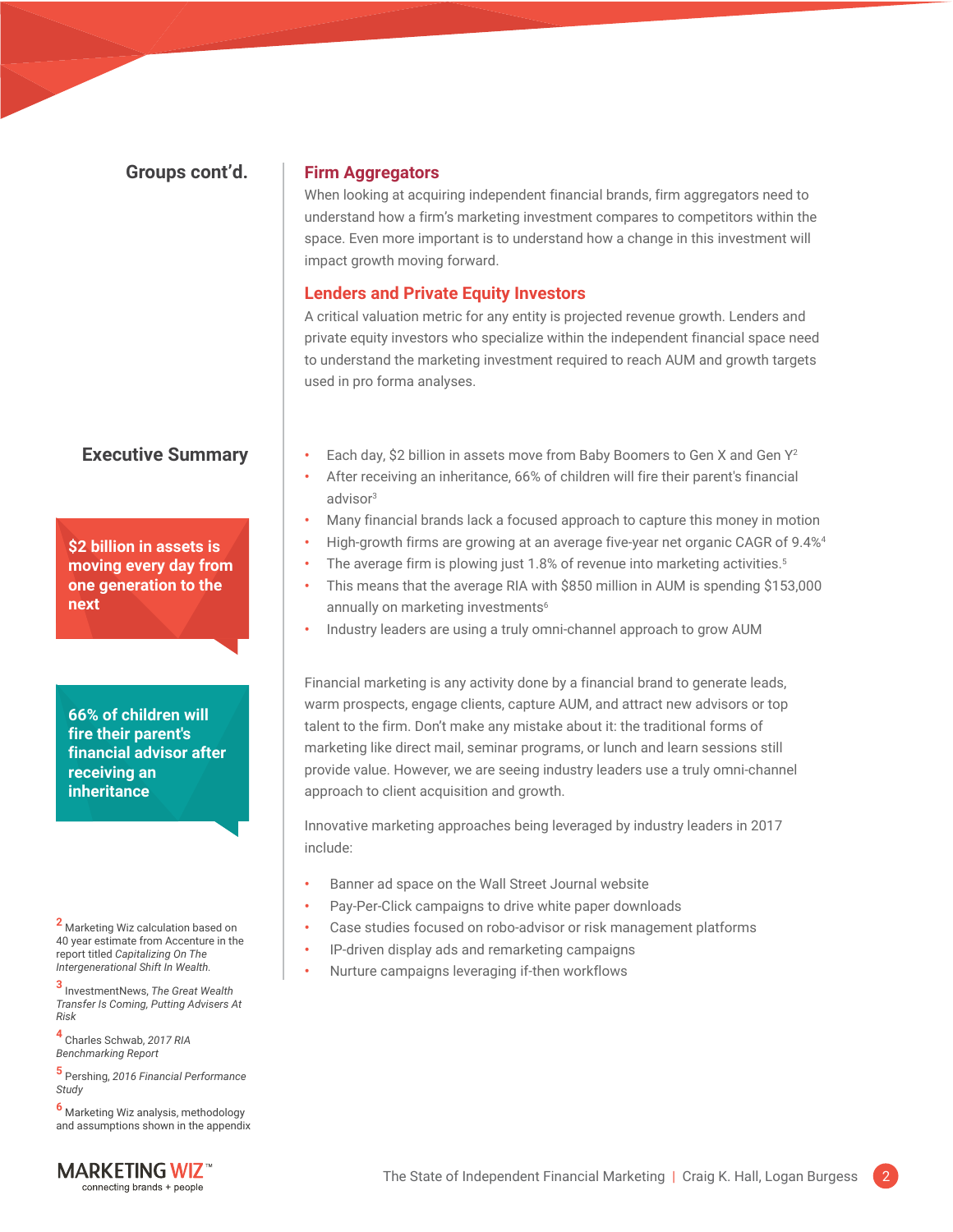## Groups cont'd.

### Firm Aggregators

When looking at acquiring independent financial brands, firm aggregators need to understand how a firm's marketing investment compares to competitors within the space. Even more important is to understand how a change in this investment will impact growth moving forward.

### Lenders and Private Equity Investors

A critical valuation metric for any entity is projected revenue growth. Lenders and private equity investors who specialize within the independent financial space need to understand the marketing investment required to reach AUM and growth targets used in pro forma analyses.

## Executive Summary

- Each day, $2 billion in assets move from Baby Boomers to Gen X and Gen Y[2]
- After receiving an inheritance, 66% of children will fire their parent's financial advisor[3]
- Many financial brands lack a focused approach to capture this money in motion
- High-growth firms are growing at an average five-year net organic CAGR of 9.4%[4]
- The average firm is plowing just 1.8% of revenue into marketing activities.[5]
- This means that the average RIA with $850 million in AUM is spending $153,000 annually on marketing investments[6]
- Industry leaders are using a truly omni-channel approach to grow AUM

**$2 billion in assets is moving every day from one generation to the next**

**66% of children will fire their parent's financial advisor after receiving an inheritance**

Financial marketing is any activity done by a financial brand to generate leads, warm prospects, engage clients, capture AUM, and attract new advisors or top talent to the firm. Don't make any mistake about it: the traditional forms of marketing like direct mail, seminar programs, or lunch and learn sessions still provide value. However, we are seeing industry leaders use a truly omni-channel approach to client acquisition and growth.

Innovative marketing approaches being leveraged by industry leaders in 2017 include:

- Banner ad space on the Wall Street Journal website
- Pay-Per-Click campaigns to drive white paper downloads
- Case studies focused on robo-advisor or risk management platforms
- IP-driven display ads and remarketing campaigns
- Nurture campaigns leveraging if-then workflows

[2] Marketing Wiz calculation based on 40 year estimate from Accenture in the report titled *Capitalizing On The Intergenerational Shift In Wealth.*

[3] InvestmentNews, *The Great Wealth Transfer Is Coming, Putting Advisers At Risk*

[4] Charles Schwab, *2017 RIA Benchmarking Report*

[5] Pershing, *2016 Financial Performance Study*

[6] Marketing Wiz analysis, methodology and assumptions shown in the appendix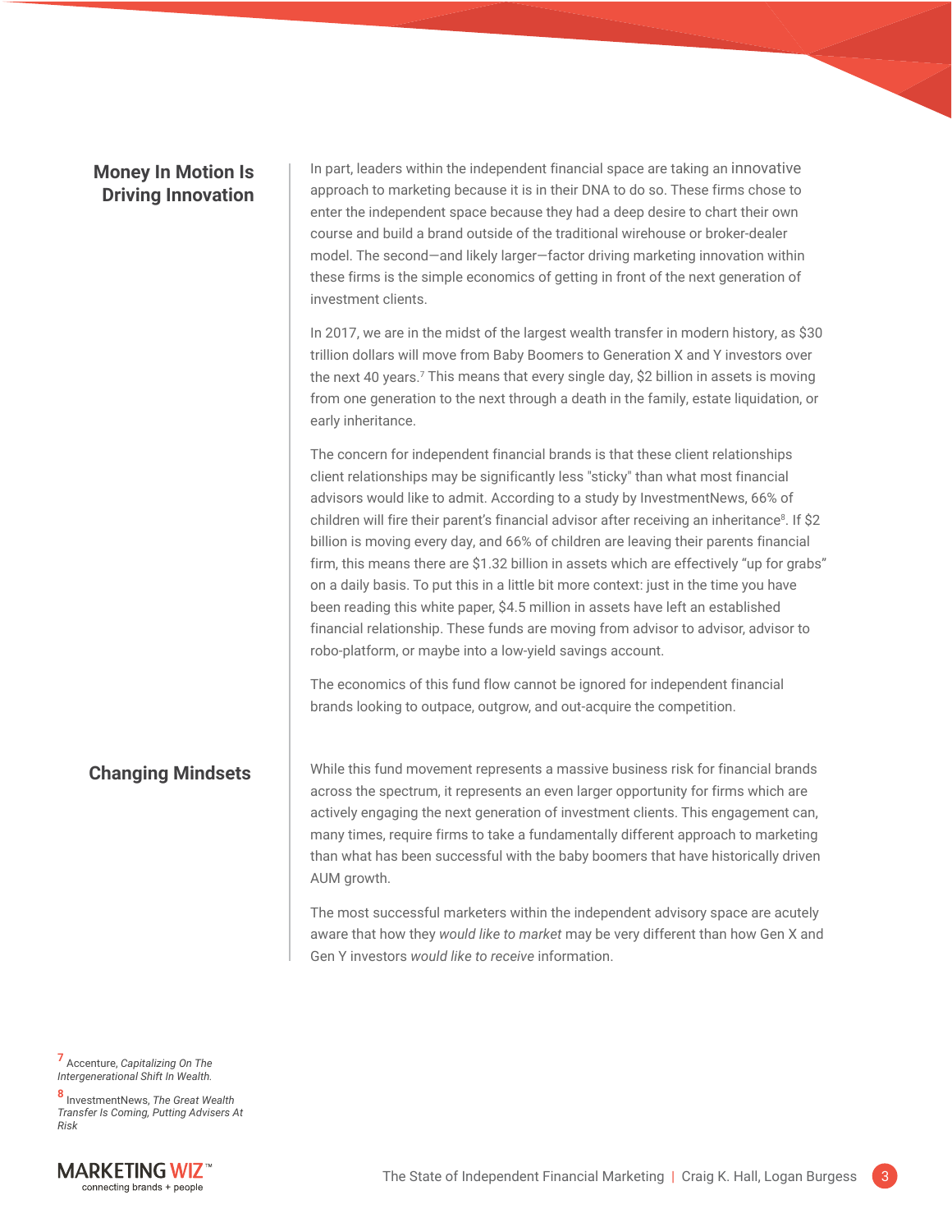## Money In Motion Is Driving Innovation

In part, leaders within the independent financial space are taking an innovative approach to marketing because it is in their DNA to do so. These firms chose to enter the independent space because they had a deep desire to chart their own course and build a brand outside of the traditional wirehouse or broker-dealer model. The second—and likely larger—factor driving marketing innovation within these firms is the simple economics of getting in front of the next generation of investment clients.

In 2017, we are in the midst of the largest wealth transfer in modern history, as $30 trillion dollars will move from Baby Boomers to Generation X and Y investors over the next 40 years.[7] This means that every single day, $2 billion in assets is moving from one generation to the next through a death in the family, estate liquidation, or early inheritance.

The concern for independent financial brands is that these client relationships client relationships may be significantly less "sticky" than what most financial advisors would like to admit. According to a study by InvestmentNews, 66% of children will fire their parent's financial advisor after receiving an inheritance[8]. If $2 billion is moving every day, and 66% of children are leaving their parents financial firm, this means there are $1.32 billion in assets which are effectively "up for grabs" on a daily basis. To put this in a little bit more context: just in the time you have been reading this white paper, $4.5 million in assets have left an established financial relationship. These funds are moving from advisor to advisor, advisor to robo-platform, or maybe into a low-yield savings account.

The economics of this fund flow cannot be ignored for independent financial brands looking to outpace, outgrow, and out-acquire the competition.

## Changing Mindsets

While this fund movement represents a massive business risk for financial brands across the spectrum, it represents an even larger opportunity for firms which are actively engaging the next generation of investment clients. This engagement can, many times, require firms to take a fundamentally different approach to marketing than what has been successful with the baby boomers that have historically driven AUM growth.

The most successful marketers within the independent advisory space are acutely aware that how they *would like to market* may be very different than how Gen X and Gen Y investors *would like to receive* information.

[7] Accenture, *Capitalizing On The Intergenerational Shift In Wealth.*

[8] InvestmentNews, *The Great Wealth Transfer Is Coming, Putting Advisers At Risk*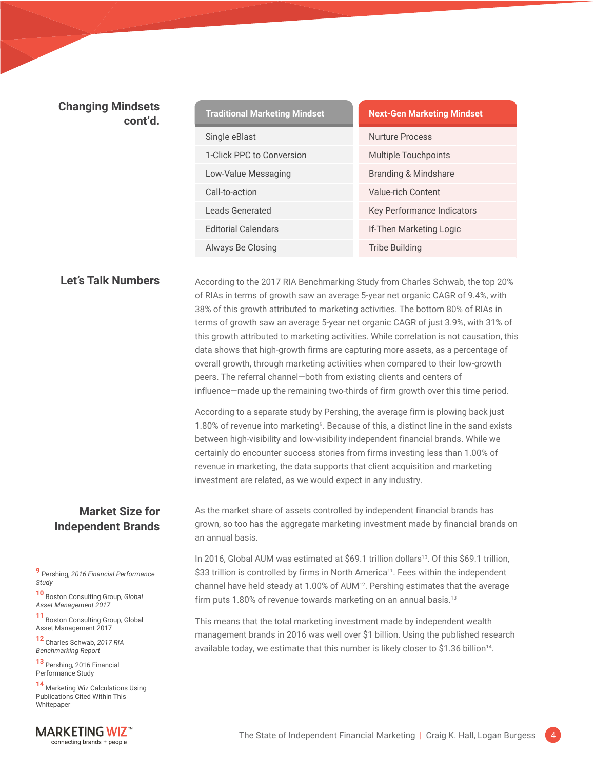## Changing Mindsets cont'd.

| Traditional Marketing Mindset | Next-Gen Marketing Mindset |
| --- | --- |
| Single eBlast | Nurture Process |
| 1-Click PPC to Conversion | Multiple Touchpoints |
| Low-Value Messaging | Branding & Mindshare |
| Call-to-action | Value-rich Content |
| Leads Generated | Key Performance Indicators |
| Editorial Calendars | If-Then Marketing Logic |
| Always Be Closing | Tribe Building |

## Let's Talk Numbers

According to the 2017 RIA Benchmarking Study from Charles Schwab, the top 20% of RIAs in terms of growth saw an average 5-year net organic CAGR of 9.4%, with 38% of this growth attributed to marketing activities. The bottom 80% of RIAs in terms of growth saw an average 5-year net organic CAGR of just 3.9%, with 31% of this growth attributed to marketing activities. While correlation is not causation, this data shows that high-growth firms are capturing more assets, as a percentage of overall growth, through marketing activities when compared to their low-growth peers. The referral channel—both from existing clients and centers of influence—made up the remaining two-thirds of firm growth over this time period.

According to a separate study by Pershing, the average firm is plowing back just 1.80% of revenue into marketing[9]. Because of this, a distinct line in the sand exists between high-visibility and low-visibility independent financial brands. While we certainly do encounter success stories from firms investing less than 1.00% of revenue in marketing, the data supports that client acquisition and marketing investment are related, as we would expect in any industry.

## Market Size for Independent Brands

As the market share of assets controlled by independent financial brands has grown, so too has the aggregate marketing investment made by financial brands on an annual basis.

In 2016, Global AUM was estimated at $69.1 trillion dollars[10]. Of this $69.1 trillion, $33 trillion is controlled by firms in North America[11]. Fees within the independent channel have held steady at 1.00% of AUM[12]. Pershing estimates that the average firm puts 1.80% of revenue towards marketing on an annual basis.[13]

This means that the total marketing investment made by independent wealth management brands in 2016 was well over $1 billion. Using the published research available today, we estimate that this number is likely closer to $1.36 billion[14].

[9] Pershing, *2016 Financial Performance Study*

[10] Boston Consulting Group, *Global Asset Management 2017*

[11] Boston Consulting Group, Global Asset Management 2017

[12] Charles Schwab, *2017 RIA Benchmarking Report*

[13] Pershing, 2016 Financial Performance Study

[14] Marketing Wiz Calculations Using Publications Cited Within This Whitepaper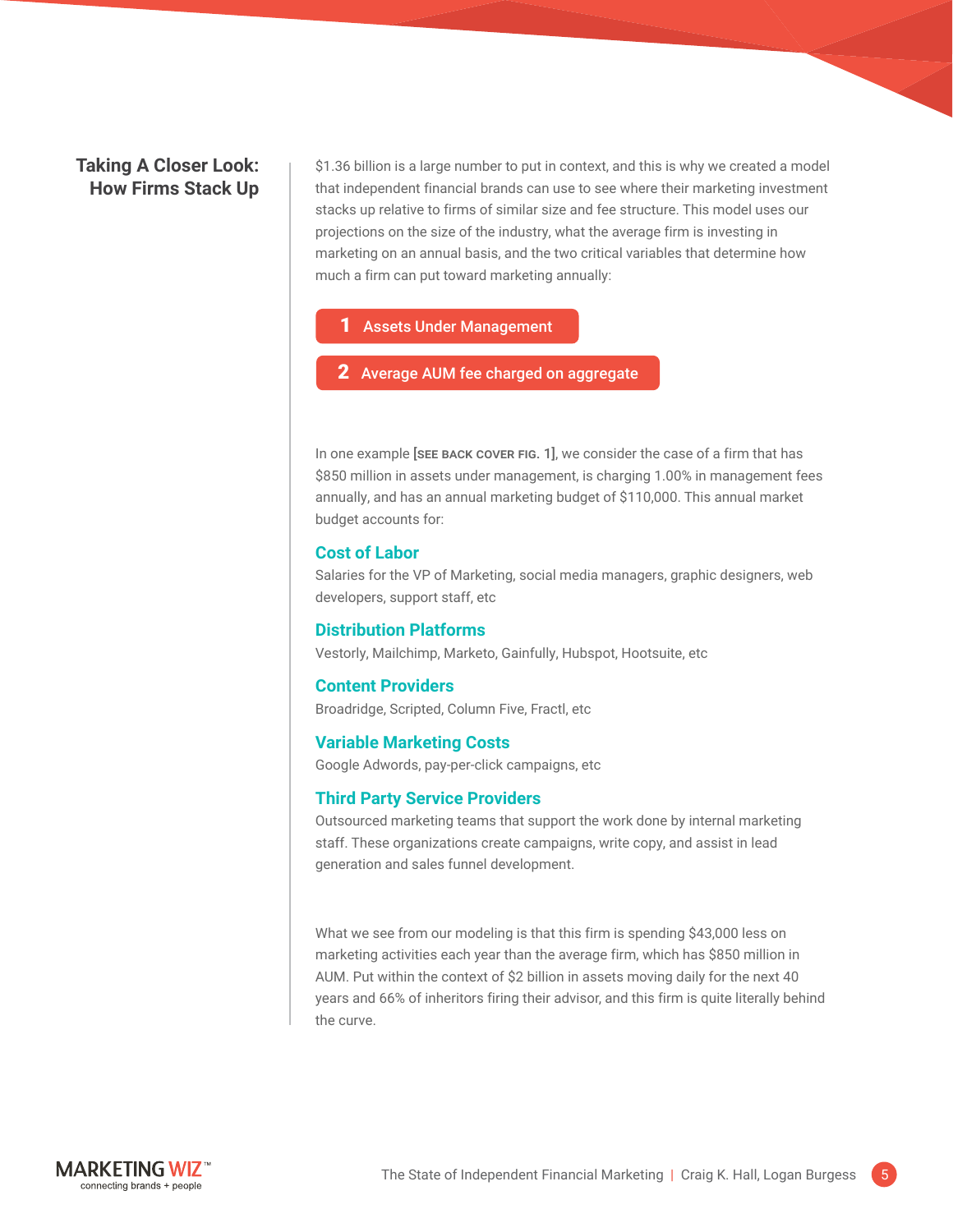## Taking A Closer Look: How Firms Stack Up

$1.36 billion is a large number to put in context, and this is why we created a model that independent financial brands can use to see where their marketing investment stacks up relative to firms of similar size and fee structure. This model uses our projections on the size of the industry, what the average firm is investing in marketing on an annual basis, and the two critical variables that determine how much a firm can put toward marketing annually:

1. Assets Under Management
2. Average AUM fee charged on aggregate

In one example **[SEE BACK COVER FIG. 1]**, we consider the case of a firm that has $850 million in assets under management, is charging 1.00% in management fees annually, and has an annual marketing budget of $110,000. This annual market budget accounts for:

### Cost of Labor

Salaries for the VP of Marketing, social media managers, graphic designers, web developers, support staff, etc

### Distribution Platforms

Vestorly, Mailchimp, Marketo, Gainfully, Hubspot, Hootsuite, etc

### Content Providers

Broadridge, Scripted, Column Five, Fractl, etc

### Variable Marketing Costs

Google Adwords, pay-per-click campaigns, etc

### Third Party Service Providers

Outsourced marketing teams that support the work done by internal marketing staff. These organizations create campaigns, write copy, and assist in lead generation and sales funnel development.

What we see from our modeling is that this firm is spending $43,000 less on marketing activities each year than the average firm, which has $850 million in AUM. Put within the context of $2 billion in assets moving daily for the next 40 years and 66% of inheritors firing their advisor, and this firm is quite literally behind the curve.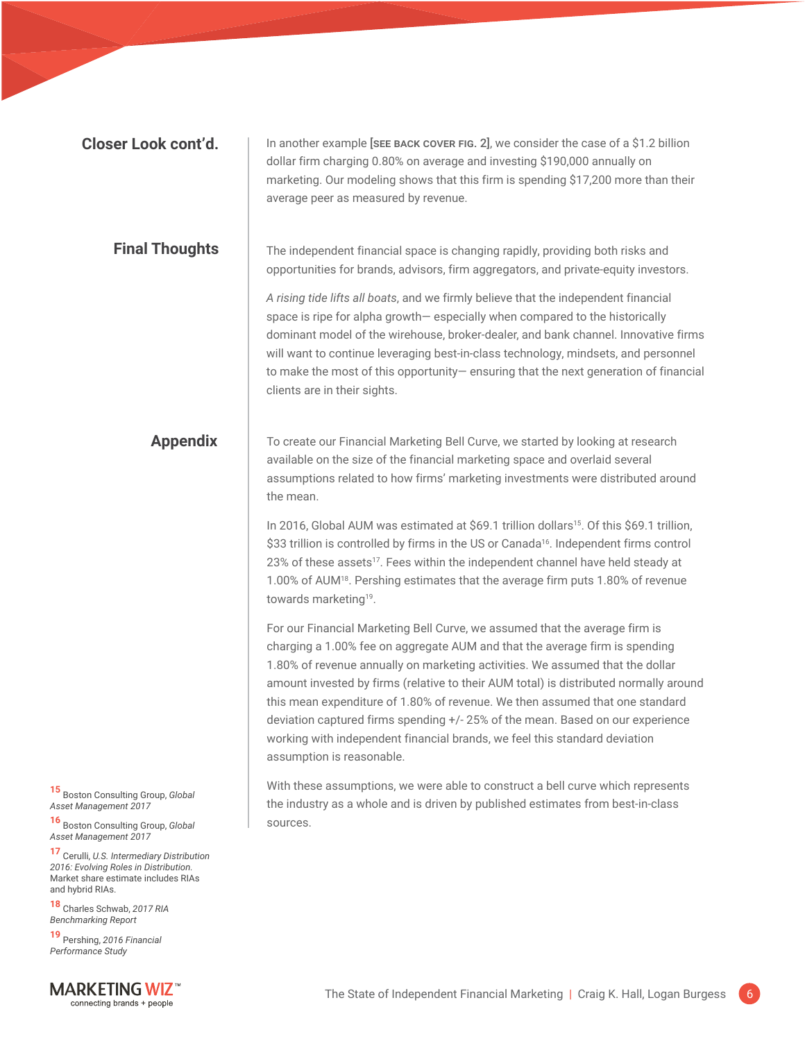## Closer Look cont'd.

In another example **[SEE BACK COVER FIG. 2]**, we consider the case of a $1.2 billion dollar firm charging 0.80% on average and investing $190,000 annually on marketing. Our modeling shows that this firm is spending $17,200 more than their average peer as measured by revenue.

## Final Thoughts

The independent financial space is changing rapidly, providing both risks and opportunities for brands, advisors, firm aggregators, and private-equity investors.

*A rising tide lifts all boats*, and we firmly believe that the independent financial space is ripe for alpha growth— especially when compared to the historically dominant model of the wirehouse, broker-dealer, and bank channel. Innovative firms will want to continue leveraging best-in-class technology, mindsets, and personnel to make the most of this opportunity— ensuring that the next generation of financial clients are in their sights.

## Appendix

To create our Financial Marketing Bell Curve, we started by looking at research available on the size of the financial marketing space and overlaid several assumptions related to how firms' marketing investments were distributed around the mean.

In 2016, Global AUM was estimated at $69.1 trillion dollars[15]. Of this $69.1 trillion, $33 trillion is controlled by firms in the US or Canada[16]. Independent firms control 23% of these assets[17]. Fees within the independent channel have held steady at 1.00% of AUM[18]. Pershing estimates that the average firm puts 1.80% of revenue towards marketing[19].

For our Financial Marketing Bell Curve, we assumed that the average firm is charging a 1.00% fee on aggregate AUM and that the average firm is spending 1.80% of revenue annually on marketing activities. We assumed that the dollar amount invested by firms (relative to their AUM total) is distributed normally around this mean expenditure of 1.80% of revenue. We then assumed that one standard deviation captured firms spending +/- 25% of the mean. Based on our experience working with independent financial brands, we feel this standard deviation assumption is reasonable.

With these assumptions, we were able to construct a bell curve which represents the industry as a whole and is driven by published estimates from best-in-class sources.

[15] Boston Consulting Group, *Global Asset Management 2017*

[16] Boston Consulting Group, *Global Asset Management 2017*

[17] Cerulli, *U.S. Intermediary Distribution 2016: Evolving Roles in Distribution.* Market share estimate includes RIAs and hybrid RIAs.

[18] Charles Schwab, *2017 RIA Benchmarking Report*

[19] Pershing, *2016 Financial Performance Study*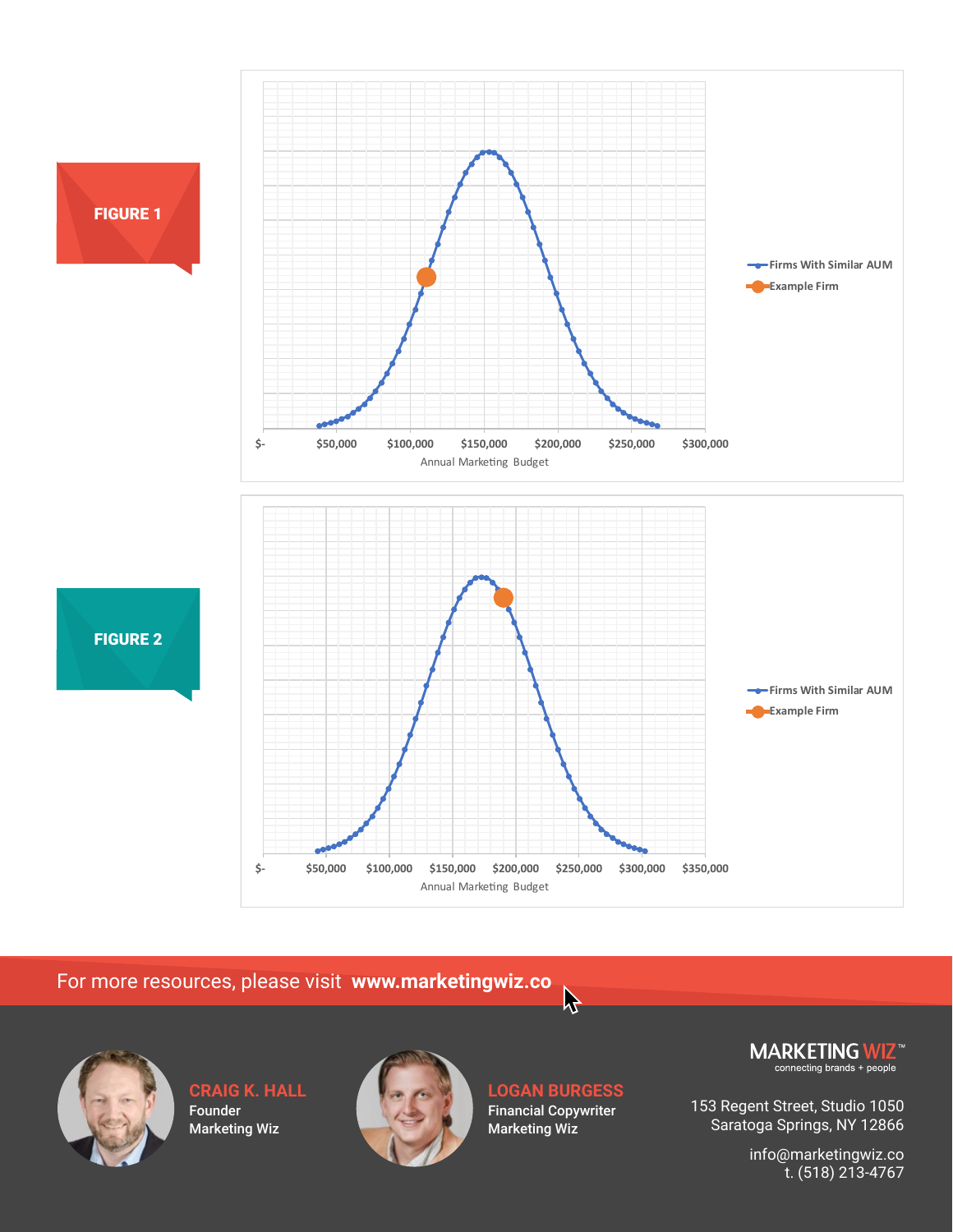FIGURE 1

Firms With Similar AUM
Example Firm

$- $50,000 $100,000 $150,000 $200,000 $250,000 $300,000

Annual Marketing Budget

FIGURE 2

Firms With Similar AUM
Example Firm

$- $50,000 $100,000 $150,000 $200,000 $250,000 $300,000 $350,000

Annual Marketing Budget

For more resources, please visit **www.marketingwiz.co**

**CRAIG K. HALL**
Founder
Marketing Wiz

**LOGAN BURGESS**
Financial Copywriter
Marketing Wiz

MARKETING WIZ™
connecting brands + people

153 Regent Street, Studio 1050
Saratoga Springs, NY 12866

info@marketingwiz.co
t. (518) 213-4767